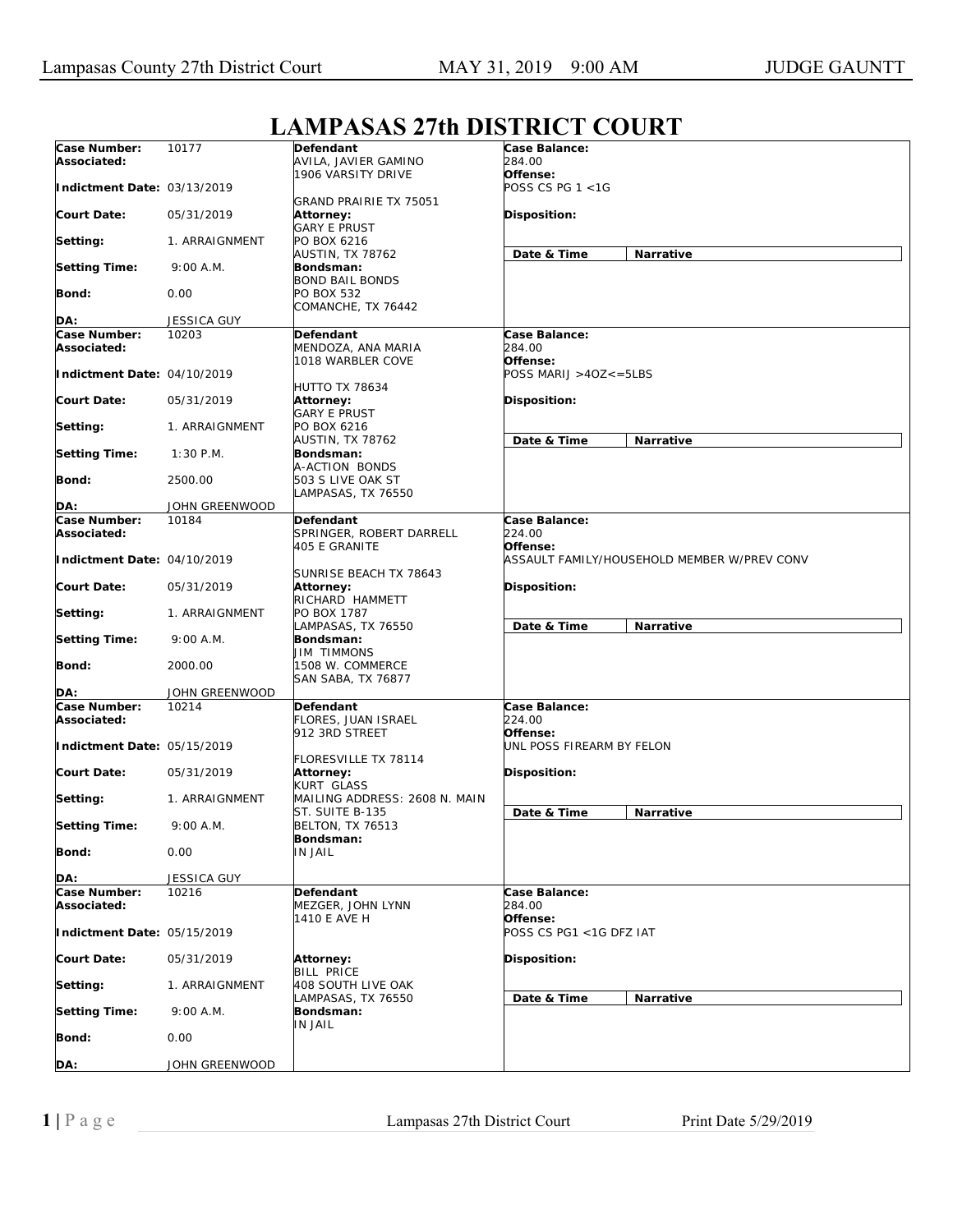# LAMPASAS 27th DISTRICT COURT

| Case Number: | 10177 | Defendant | Case Balance: |
|---|---|---|---|
| Associated: | | AVILA, JAVIER GAMINO<br>1906 VARSITY DRIVE<br>GRAND PRAIRIE TX 75051 | 284.00 |
| Indictment Date: | 03/13/2019 | | Offense: POSS CS PG 1 <1G |
| Court Date: | 05/31/2019 | Attorney:<br>GARY E PRUST<br>PO BOX 6216<br>AUSTIN, TX 78762 | Disposition: |
| Setting: | 1. ARRAIGNMENT | | Date & Time / Narrative |
| Setting Time: | 9:00 A.M. | Bondsman:<br>BOND BAIL BONDS<br>PO BOX 532<br>COMANCHE, TX 76442 | |
| Bond: | 0.00 | | |
| DA: | JESSICA GUY | | |

| Case Number: | 10203 | Defendant | Case Balance: |
|---|---|---|---|
| Associated: | | MENDOZA, ANA MARIA<br>1018 WARBLER COVE<br>HUTTO TX 78634 | 284.00 |
| Indictment Date: | 04/10/2019 | | Offense: POSS MARIJ >4OZ<=5LBS |
| Court Date: | 05/31/2019 | Attorney:<br>GARY E PRUST<br>PO BOX 6216<br>AUSTIN, TX 78762 | Disposition: |
| Setting: | 1. ARRAIGNMENT | | Date & Time / Narrative |
| Setting Time: | 1:30 P.M. | Bondsman:<br>A-ACTION BONDS<br>503 S LIVE OAK ST<br>LAMPASAS, TX 76550 | |
| Bond: | 2500.00 | | |
| DA: | JOHN GREENWOOD | | |

| Case Number: | 10184 | Defendant | Case Balance: |
|---|---|---|---|
| Associated: | | SPRINGER, ROBERT DARRELL<br>405 E GRANITE<br>SUNRISE BEACH TX 78643 | 224.00 |
| Indictment Date: | 04/10/2019 | | Offense: ASSAULT FAMILY/HOUSEHOLD MEMBER W/PREV CONV |
| Court Date: | 05/31/2019 | Attorney:<br>RICHARD HAMMETT<br>PO BOX 1787<br>LAMPASAS, TX 76550 | Disposition: |
| Setting: | 1. ARRAIGNMENT | | Date & Time / Narrative |
| Setting Time: | 9:00 A.M. | Bondsman:<br>JIM TIMMONS<br>1508 W. COMMERCE<br>SAN SABA, TX 76877 | |
| Bond: | 2000.00 | | |
| DA: | JOHN GREENWOOD | | |

| Case Number: | 10214 | Defendant | Case Balance: |
|---|---|---|---|
| Associated: | | FLORES, JUAN ISRAEL<br>912 3RD STREET<br>FLORESVILLE TX 78114 | 224.00 |
| Indictment Date: | 05/15/2019 | | Offense: UNL POSS FIREARM BY FELON |
| Court Date: | 05/31/2019 | Attorney:<br>KURT GLASS<br>MAILING ADDRESS: 2608 N. MAIN ST. SUITE B-135<br>BELTON, TX 76513 | Disposition: |
| Setting: | 1. ARRAIGNMENT | | Date & Time / Narrative |
| Setting Time: | 9:00 A.M. | Bondsman:<br>IN JAIL | |
| Bond: | 0.00 | | |
| DA: | JESSICA GUY | | |

| Case Number: | 10216 | Defendant | Case Balance: |
|---|---|---|---|
| Associated: | | MEZGER, JOHN LYNN<br>1410 E AVE H | 284.00 |
| Indictment Date: | 05/15/2019 | | Offense: POSS CS PG1 <1G DFZ IAT |
| Court Date: | 05/31/2019 | Attorney:<br>BILL PRICE<br>408 SOUTH LIVE OAK<br>LAMPASAS, TX 76550 | Disposition: |
| Setting: | 1. ARRAIGNMENT | | Date & Time / Narrative |
| Setting Time: | 9:00 A.M. | Bondsman:<br>IN JAIL | |
| Bond: | 0.00 | | |
| DA: | JOHN GREENWOOD | | |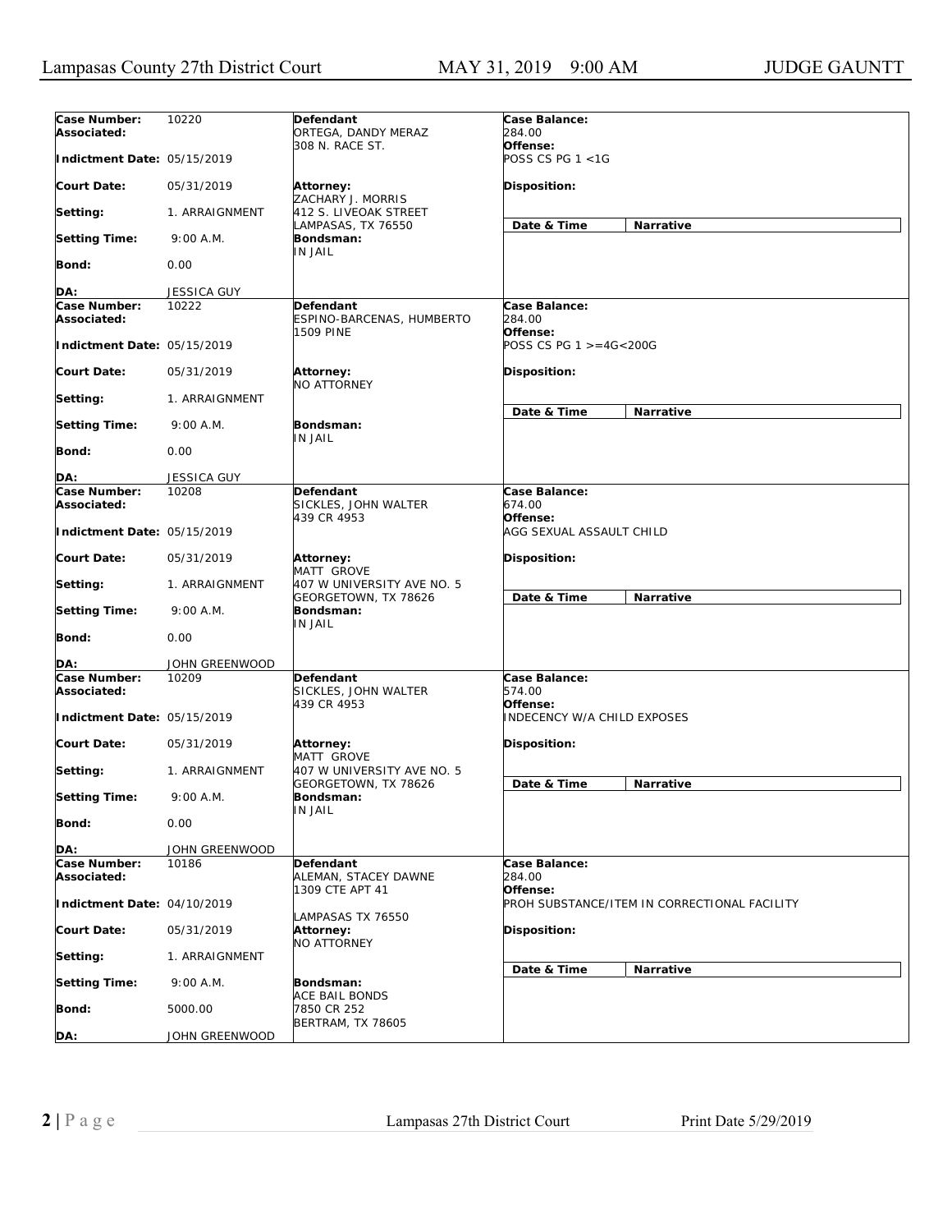| Case Number: | 10220 | Defendant | Case Balance: |
|---|---|---|---|
| Associated: | | ORTEGA, DANDY MERAZ<br>308 N. RACE ST. | 284.00 |
| Indictment Date: | 05/15/2019 | | Offense:<br>POSS CS PG 1 <1G |
| Court Date: | 05/31/2019 | Attorney:<br>ZACHARY J. MORRIS<br>412 S. LIVEOAK STREET<br>LAMPASAS, TX 76550 | Disposition: |
| Setting: | 1. ARRAIGNMENT | | Date & Time / Narrative |
| Setting Time: | 9:00 A.M. | Bondsman:<br>IN JAIL | |
| Bond: | 0.00 | | |
| DA: | JESSICA GUY | | |

| Case Number: | 10222 | Defendant | Case Balance: |
|---|---|---|---|
| Associated: | | ESPINO-BARCENAS, HUMBERTO<br>1509 PINE | 284.00 |
| Indictment Date: | 05/15/2019 | | Offense:<br>POSS CS PG 1 >=4G<200G |
| Court Date: | 05/31/2019 | Attorney:<br>NO ATTORNEY | Disposition: |
| Setting: | 1. ARRAIGNMENT | | Date & Time / Narrative |
| Setting Time: | 9:00 A.M. | Bondsman:<br>IN JAIL | |
| Bond: | 0.00 | | |
| DA: | JESSICA GUY | | |

| Case Number: | 10208 | Defendant | Case Balance: |
|---|---|---|---|
| Associated: | | SICKLES, JOHN WALTER<br>439 CR 4953 | 674.00 |
| Indictment Date: | 05/15/2019 | | Offense:<br>AGG SEXUAL ASSAULT CHILD |
| Court Date: | 05/31/2019 | Attorney:<br>MATT GROVE<br>407 W UNIVERSITY AVE NO. 5<br>GEORGETOWN, TX 78626 | Disposition: |
| Setting: | 1. ARRAIGNMENT | | Date & Time / Narrative |
| Setting Time: | 9:00 A.M. | Bondsman:<br>IN JAIL | |
| Bond: | 0.00 | | |
| DA: | JOHN GREENWOOD | | |

| Case Number: | 10209 | Defendant | Case Balance: |
|---|---|---|---|
| Associated: | | SICKLES, JOHN WALTER<br>439 CR 4953 | 574.00 |
| Indictment Date: | 05/15/2019 | | Offense:<br>INDECENCY W/A CHILD EXPOSES |
| Court Date: | 05/31/2019 | Attorney:<br>MATT GROVE<br>407 W UNIVERSITY AVE NO. 5<br>GEORGETOWN, TX 78626 | Disposition: |
| Setting: | 1. ARRAIGNMENT | | Date & Time / Narrative |
| Setting Time: | 9:00 A.M. | Bondsman:<br>IN JAIL | |
| Bond: | 0.00 | | |
| DA: | JOHN GREENWOOD | | |

| Case Number: | 10186 | Defendant | Case Balance: |
|---|---|---|---|
| Associated: | | ALEMAN, STACEY DAWNE<br>1309 CTE APT 41<br>LAMPASAS TX 76550 | 284.00 |
| Indictment Date: | 04/10/2019 | | Offense:<br>PROH SUBSTANCE/ITEM IN CORRECTIONAL FACILITY |
| Court Date: | 05/31/2019 | Attorney:<br>NO ATTORNEY | Disposition: |
| Setting: | 1. ARRAIGNMENT | | Date & Time / Narrative |
| Setting Time: | 9:00 A.M. | Bondsman:<br>ACE BAIL BONDS<br>7850 CR 252<br>BERTRAM, TX 78605 | |
| Bond: | 5000.00 | | |
| DA: | JOHN GREENWOOD | | |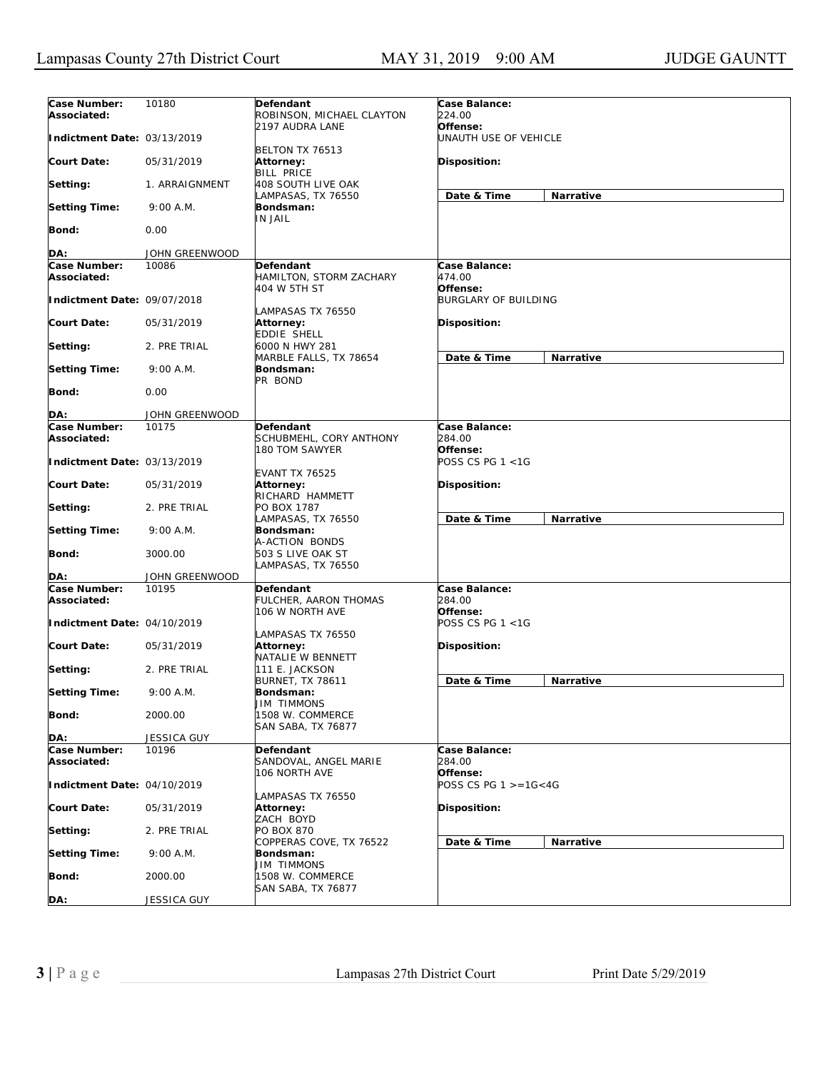| Case Number: | 10180 | Defendant | Case Balance: |
|---|---|---|---|
| Associated: | | ROBINSON, MICHAEL CLAYTON<br>2197 AUDRA LANE | 224.00 |
| Indictment Date: | 03/13/2019 | BELTON TX 76513 | Offense:<br>UNAUTH USE OF VEHICLE |
| Court Date: | 05/31/2019 | Attorney:<br>BILL PRICE | Disposition: |
| Setting: | 1. ARRAIGNMENT | 408 SOUTH LIVE OAK<br>LAMPASAS, TX 76550 | Date & Time / Narrative |
| Setting Time: | 9:00 A.M. | Bondsman:<br>IN JAIL | |
| Bond: | 0.00 | | |
| DA: | JOHN GREENWOOD | | |

| Case Number: | 10086 | Defendant | Case Balance: |
|---|---|---|---|
| Associated: | | HAMILTON, STORM ZACHARY<br>404 W 5TH ST | 474.00 |
| Indictment Date: | 09/07/2018 | LAMPASAS TX 76550 | Offense:<br>BURGLARY OF BUILDING |
| Court Date: | 05/31/2019 | Attorney:<br>EDDIE SHELL | Disposition: |
| Setting: | 2. PRE TRIAL | 6000 N HWY 281<br>MARBLE FALLS, TX 78654 | Date & Time / Narrative |
| Setting Time: | 9:00 A.M. | Bondsman:<br>PR BOND | |
| Bond: | 0.00 | | |
| DA: | JOHN GREENWOOD | | |

| Case Number: | 10175 | Defendant | Case Balance: |
|---|---|---|---|
| Associated: | | SCHUBMEHL, CORY ANTHONY<br>180 TOM SAWYER | 284.00 |
| Indictment Date: | 03/13/2019 | EVANT TX 76525 | Offense:<br>POSS CS PG 1 <1G |
| Court Date: | 05/31/2019 | Attorney:<br>RICHARD HAMMETT | Disposition: |
| Setting: | 2. PRE TRIAL | PO BOX 1787<br>LAMPASAS, TX 76550 | Date & Time / Narrative |
| Setting Time: | 9:00 A.M. | Bondsman:<br>A-ACTION BONDS | |
| Bond: | 3000.00 | 503 S LIVE OAK ST<br>LAMPASAS, TX 76550 | |
| DA: | JOHN GREENWOOD | | |

| Case Number: | 10195 | Defendant | Case Balance: |
|---|---|---|---|
| Associated: | | FULCHER, AARON THOMAS<br>106 W NORTH AVE | 284.00 |
| Indictment Date: | 04/10/2019 | LAMPASAS TX 76550 | Offense:<br>POSS CS PG 1 <1G |
| Court Date: | 05/31/2019 | Attorney:<br>NATALIE W BENNETT | Disposition: |
| Setting: | 2. PRE TRIAL | 111 E. JACKSON<br>BURNET, TX 78611 | Date & Time / Narrative |
| Setting Time: | 9:00 A.M. | Bondsman:<br>JIM TIMMONS | |
| Bond: | 2000.00 | 1508 W. COMMERCE<br>SAN SABA, TX 76877 | |
| DA: | JESSICA GUY | | |

| Case Number: | 10196 | Defendant | Case Balance: |
|---|---|---|---|
| Associated: | | SANDOVAL, ANGEL MARIE<br>106 NORTH AVE | 284.00 |
| Indictment Date: | 04/10/2019 | LAMPASAS TX 76550 | Offense:<br>POSS CS PG 1 >=1G<4G |
| Court Date: | 05/31/2019 | Attorney:<br>ZACH BOYD | Disposition: |
| Setting: | 2. PRE TRIAL | PO BOX 870<br>COPPERAS COVE, TX 76522 | Date & Time / Narrative |
| Setting Time: | 9:00 A.M. | Bondsman:<br>JIM TIMMONS | |
| Bond: | 2000.00 | 1508 W. COMMERCE<br>SAN SABA, TX 76877 | |
| DA: | JESSICA GUY | | |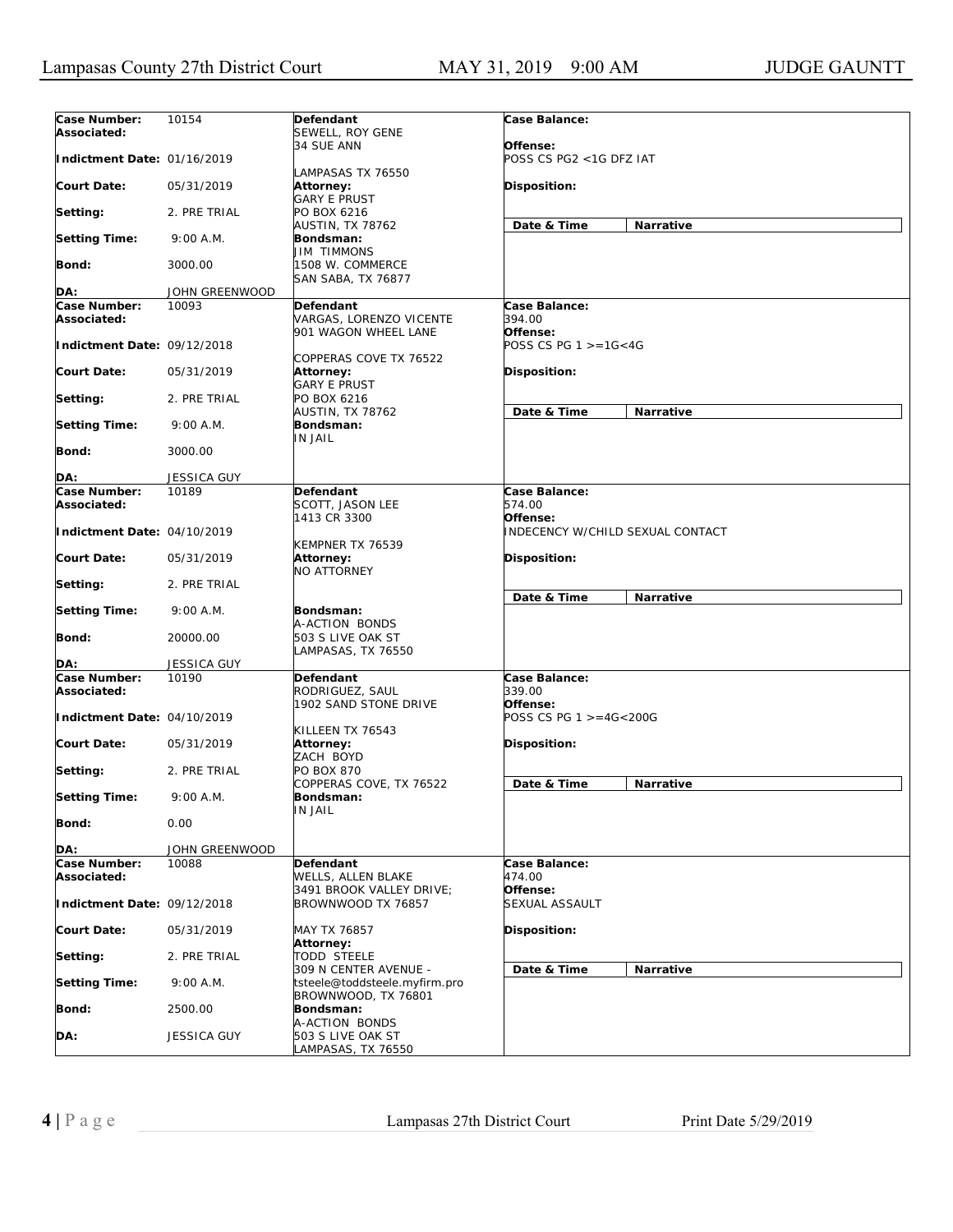| Case Number: | 10154 | Defendant | Case Balance: |
|---|---|---|---|
| Associated: | | SEWELL, ROY GENE<br>34 SUE ANN<br>LAMPASAS TX 76550 | |
| Indictment Date: | 01/16/2019 | | Offense:<br>POSS CS PG2 <1G DFZ IAT |
| Court Date: | 05/31/2019 | Attorney:<br>GARY E PRUST<br>PO BOX 6216<br>AUSTIN, TX 78762 | Disposition: |
| Setting: | 2. PRE TRIAL | | Date & Time / Narrative |
| Setting Time: | 9:00 A.M. | Bondsman:<br>JIM TIMMONS<br>1508 W. COMMERCE<br>SAN SABA, TX 76877 | |
| Bond: | 3000.00 | | |
| DA: | JOHN GREENWOOD | | |

| Case Number: | 10093 | Defendant | Case Balance: |
|---|---|---|---|
| Associated: | | VARGAS, LORENZO VICENTE<br>901 WAGON WHEEL LANE<br>COPPERAS COVE TX 76522 | 394.00 |
| Indictment Date: | 09/12/2018 | | Offense:<br>POSS CS PG 1 >=1G<4G |
| Court Date: | 05/31/2019 | Attorney:<br>GARY E PRUST<br>PO BOX 6216<br>AUSTIN, TX 78762 | Disposition: |
| Setting: | 2. PRE TRIAL | | Date & Time / Narrative |
| Setting Time: | 9:00 A.M. | Bondsman:<br>IN JAIL | |
| Bond: | 3000.00 | | |
| DA: | JESSICA GUY | | |

| Case Number: | 10189 | Defendant | Case Balance: |
|---|---|---|---|
| Associated: | | SCOTT, JASON LEE<br>1413 CR 3300<br>KEMPNER TX 76539 | 574.00 |
| Indictment Date: | 04/10/2019 | | Offense:<br>INDECENCY W/CHILD SEXUAL CONTACT |
| Court Date: | 05/31/2019 | Attorney:<br>NO ATTORNEY | Disposition: |
| Setting: | 2. PRE TRIAL | | Date & Time / Narrative |
| Setting Time: | 9:00 A.M. | Bondsman:<br>A-ACTION BONDS<br>503 S LIVE OAK ST<br>LAMPASAS, TX 76550 | |
| Bond: | 20000.00 | | |
| DA: | JESSICA GUY | | |

| Case Number: | 10190 | Defendant | Case Balance: |
|---|---|---|---|
| Associated: | | RODRIGUEZ, SAUL<br>1902 SAND STONE DRIVE<br>KILLEEN TX 76543 | 339.00 |
| Indictment Date: | 04/10/2019 | | Offense:<br>POSS CS PG 1 >=4G<200G |
| Court Date: | 05/31/2019 | Attorney:<br>ZACH BOYD<br>PO BOX 870<br>COPPERAS COVE, TX 76522 | Disposition: |
| Setting: | 2. PRE TRIAL | | Date & Time / Narrative |
| Setting Time: | 9:00 A.M. | Bondsman:<br>IN JAIL | |
| Bond: | 0.00 | | |
| DA: | JOHN GREENWOOD | | |

| Case Number: | 10088 | Defendant | Case Balance: |
|---|---|---|---|
| Associated: | | WELLS, ALLEN BLAKE<br>3491 BROOK VALLEY DRIVE;<br>BROWNWOOD TX 76857<br>MAY TX 76857 | 474.00 |
| Indictment Date: | 09/12/2018 | | Offense:<br>SEXUAL ASSAULT |
| Court Date: | 05/31/2019 | Attorney:<br>TODD STEELE<br>309 N CENTER AVENUE -<br>tsteele@toddsteele.myfirm.pro<br>BROWNWOOD, TX 76801 | Disposition: |
| Setting: | 2. PRE TRIAL | | Date & Time / Narrative |
| Setting Time: | 9:00 A.M. | Bondsman:<br>A-ACTION BONDS<br>503 S LIVE OAK ST<br>LAMPASAS, TX 76550 | |
| Bond: | 2500.00 | | |
| DA: | JESSICA GUY | | |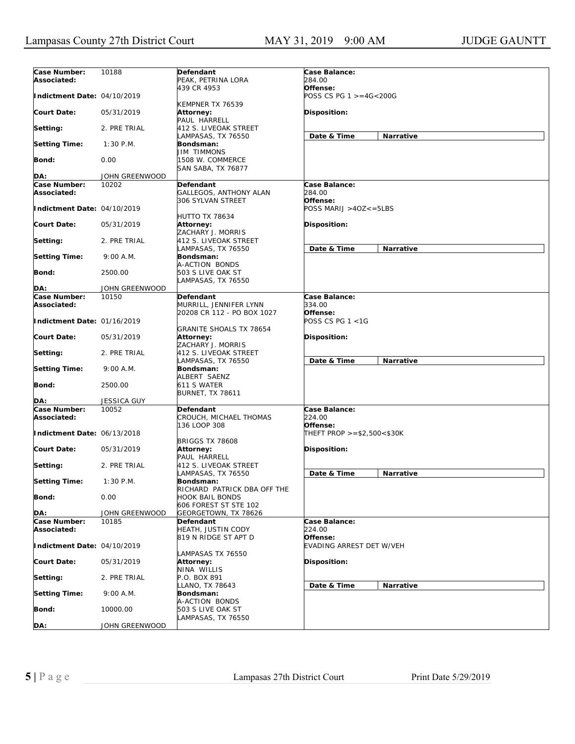| Case Number: | 10188 | Defendant | Case Balance: | |
|---|---|---|---|---|
| Associated: | | PEAK, PETRINA LORA<br>439 CR 4953<br>KEMPNER TX 76539 | 284.00 | |
| Indictment Date: | 04/10/2019 | | Offense:<br>POSS CS PG 1 >=4G<200G | |
| Court Date: | 05/31/2019 | Attorney:<br>PAUL HARRELL<br>412 S. LIVEOAK STREET<br>LAMPASAS, TX 76550 | Disposition: | |
| Setting: | 2. PRE TRIAL | | Date & Time | Narrative |
| Setting Time: | 1:30 P.M. | Bondsman:<br>JIM TIMMONS<br>1508 W. COMMERCE<br>SAN SABA, TX 76877 | | |
| Bond: | 0.00 | | | |
| DA: | JOHN GREENWOOD | | | |

| Case Number: | 10202 | Defendant | Case Balance: | |
|---|---|---|---|---|
| Associated: | | GALLEGOS, ANTHONY ALAN<br>306 SYLVAN STREET<br>HUTTO TX 78634 | 284.00 | |
| Indictment Date: | 04/10/2019 | | Offense:<br>POSS MARIJ >4OZ<=5LBS | |
| Court Date: | 05/31/2019 | Attorney:<br>ZACHARY J. MORRIS<br>412 S. LIVEOAK STREET<br>LAMPASAS, TX 76550 | Disposition: | |
| Setting: | 2. PRE TRIAL | | Date & Time | Narrative |
| Setting Time: | 9:00 A.M. | Bondsman:<br>A-ACTION BONDS<br>503 S LIVE OAK ST<br>LAMPASAS, TX 76550 | | |
| Bond: | 2500.00 | | | |
| DA: | JOHN GREENWOOD | | | |

| Case Number: | 10150 | Defendant | Case Balance: | |
|---|---|---|---|---|
| Associated: | | MURRILL, JENNIFER LYNN<br>20208 CR 112 - PO BOX 1027<br>GRANITE SHOALS TX 78654 | 334.00 | |
| Indictment Date: | 01/16/2019 | | Offense:<br>POSS CS PG 1 <1G | |
| Court Date: | 05/31/2019 | Attorney:<br>ZACHARY J. MORRIS<br>412 S. LIVEOAK STREET<br>LAMPASAS, TX 76550 | Disposition: | |
| Setting: | 2. PRE TRIAL | | Date & Time | Narrative |
| Setting Time: | 9:00 A.M. | Bondsman:<br>ALBERT SAENZ<br>611 S WATER<br>BURNET, TX 78611 | | |
| Bond: | 2500.00 | | | |
| DA: | JESSICA GUY | | | |

| Case Number: | 10052 | Defendant | Case Balance: | |
|---|---|---|---|---|
| Associated: | | CROUCH, MICHAEL THOMAS<br>136 LOOP 308<br>BRIGGS TX 78608 | 224.00 | |
| Indictment Date: | 06/13/2018 | | Offense:<br>THEFT PROP >=$2,500<$30K | |
| Court Date: | 05/31/2019 | Attorney:<br>PAUL HARRELL<br>412 S. LIVEOAK STREET<br>LAMPASAS, TX 76550 | Disposition: | |
| Setting: | 2. PRE TRIAL | | Date & Time | Narrative |
| Setting Time: | 1:30 P.M. | Bondsman:<br>RICHARD PATRICK DBA OFF THE HOOK BAIL BONDS<br>606 FOREST ST STE 102<br>GEORGETOWN, TX 78626 | | |
| Bond: | 0.00 | | | |
| DA: | JOHN GREENWOOD | | | |

| Case Number: | 10185 | Defendant | Case Balance: | |
|---|---|---|---|---|
| Associated: | | HEATH, JUSTIN CODY<br>819 N RIDGE ST APT D<br>LAMPASAS TX 76550 | 224.00 | |
| Indictment Date: | 04/10/2019 | | Offense:<br>EVADING ARREST DET W/VEH | |
| Court Date: | 05/31/2019 | Attorney:<br>NINA WILLIS<br>P.O. BOX 891<br>LLANO, TX 78643 | Disposition: | |
| Setting: | 2. PRE TRIAL | | Date & Time | Narrative |
| Setting Time: | 9:00 A.M. | Bondsman:<br>A-ACTION BONDS<br>503 S LIVE OAK ST<br>LAMPASAS, TX 76550 | | |
| Bond: | 10000.00 | | | |
| DA: | JOHN GREENWOOD | | | |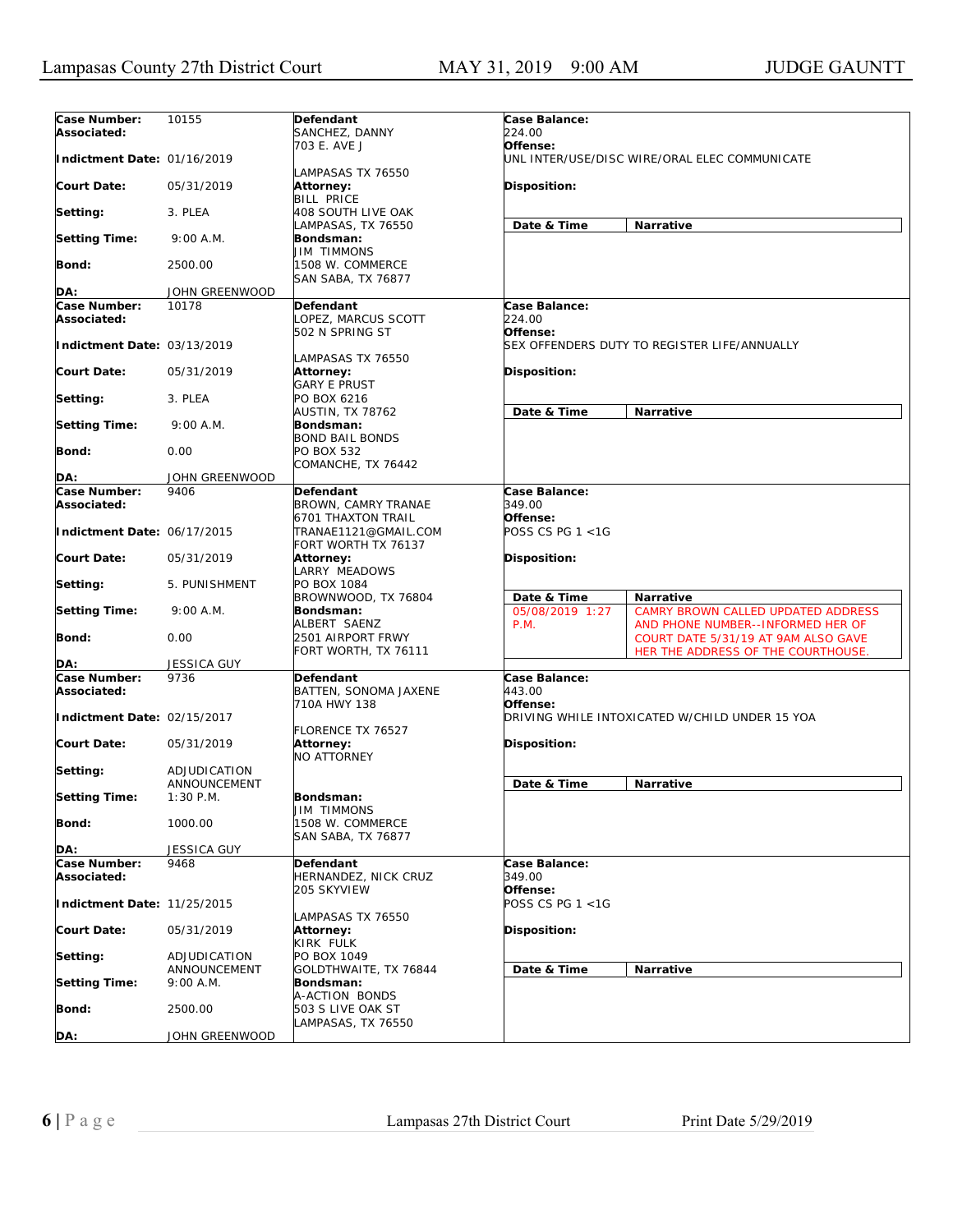| Field | Value | Defendant / Attorney / Bondsman | Case Details |
|---|---|---|---|
| **Case Number:** | 10155 | **Defendant** | **Case Balance:** 224.00 |
| **Associated:** | | SANCHEZ, DANNY<br>703 E. AVE J<br>LAMPASAS TX 76550 | **Offense:** UNL INTER/USE/DISC WIRE/ORAL ELEC COMMUNICATE |
| **Indictment Date:** | 01/16/2019 | | |
| **Court Date:** | 05/31/2019 | **Attorney:**<br>BILL PRICE<br>408 SOUTH LIVE OAK<br>LAMPASAS, TX 76550 | **Disposition:** |
| **Setting:** | 3. PLEA | | **Date & Time** / **Narrative** |
| **Setting Time:** | 9:00 A.M. | **Bondsman:**<br>JIM TIMMONS<br>1508 W. COMMERCE<br>SAN SABA, TX 76877 | |
| **Bond:** | 2500.00 | | |
| **DA:** | JOHN GREENWOOD | | |

| Field | Value | Defendant / Attorney / Bondsman | Case Details |
|---|---|---|---|
| **Case Number:** | 10178 | **Defendant** | **Case Balance:** 224.00 |
| **Associated:** | | LOPEZ, MARCUS SCOTT<br>502 N SPRING ST<br>LAMPASAS TX 76550 | **Offense:** SEX OFFENDERS DUTY TO REGISTER LIFE/ANNUALLY |
| **Indictment Date:** | 03/13/2019 | | |
| **Court Date:** | 05/31/2019 | **Attorney:**<br>GARY E PRUST<br>PO BOX 6216<br>AUSTIN, TX 78762 | **Disposition:** |
| **Setting:** | 3. PLEA | | **Date & Time** / **Narrative** |
| **Setting Time:** | 9:00 A.M. | **Bondsman:**<br>BOND BAIL BONDS<br>PO BOX 532<br>COMANCHE, TX 76442 | |
| **Bond:** | 0.00 | | |
| **DA:** | JOHN GREENWOOD | | |

| Field | Value | Defendant / Attorney / Bondsman | Case Details |
|---|---|---|---|
| **Case Number:** | 9406 | **Defendant** | **Case Balance:** 349.00 |
| **Associated:** | | BROWN, CAMRY TRANAE<br>6701 THAXTON TRAIL<br>TRANAE1121@GMAIL.COM<br>FORT WORTH TX 76137 | **Offense:** POSS CS PG 1 <1G |
| **Indictment Date:** | 06/17/2015 | | |
| **Court Date:** | 05/31/2019 | **Attorney:**<br>LARRY MEADOWS<br>PO BOX 1084<br>BROWNWOOD, TX 76804 | **Disposition:** |
| **Setting:** | 5. PUNISHMENT | | **Date & Time** / **Narrative** |
| **Setting Time:** | 9:00 A.M. | **Bondsman:**<br>ALBERT SAENZ<br>2501 AIRPORT FRWY<br>FORT WORTH, TX 76111 | 05/08/2019 1:27 P.M. — CAMRY BROWN CALLED UPDATED ADDRESS AND PHONE NUMBER--INFORMED HER OF COURT DATE 5/31/19 AT 9AM ALSO GAVE HER THE ADDRESS OF THE COURTHOUSE. |
| **Bond:** | 0.00 | | |
| **DA:** | JESSICA GUY | | |

| Field | Value | Defendant / Attorney / Bondsman | Case Details |
|---|---|---|---|
| **Case Number:** | 9736 | **Defendant** | **Case Balance:** 443.00 |
| **Associated:** | | BATTEN, SONOMA JAXENE<br>710A HWY 138<br>FLORENCE TX 76527 | **Offense:** DRIVING WHILE INTOXICATED W/CHILD UNDER 15 YOA |
| **Indictment Date:** | 02/15/2017 | | |
| **Court Date:** | 05/31/2019 | **Attorney:**<br>NO ATTORNEY | **Disposition:** |
| **Setting:** | ADJUDICATION ANNOUNCEMENT | | **Date & Time** / **Narrative** |
| **Setting Time:** | 1:30 P.M. | **Bondsman:**<br>JIM TIMMONS<br>1508 W. COMMERCE<br>SAN SABA, TX 76877 | |
| **Bond:** | 1000.00 | | |
| **DA:** | JESSICA GUY | | |

| Field | Value | Defendant / Attorney / Bondsman | Case Details |
|---|---|---|---|
| **Case Number:** | 9468 | **Defendant** | **Case Balance:** 349.00 |
| **Associated:** | | HERNANDEZ, NICK CRUZ<br>205 SKYVIEW<br>LAMPASAS TX 76550 | **Offense:** POSS CS PG 1 <1G |
| **Indictment Date:** | 11/25/2015 | | |
| **Court Date:** | 05/31/2019 | **Attorney:**<br>KIRK FULK<br>PO BOX 1049<br>GOLDTHWAITE, TX 76844 | **Disposition:** |
| **Setting:** | ADJUDICATION ANNOUNCEMENT | | **Date & Time** / **Narrative** |
| **Setting Time:** | 9:00 A.M. | **Bondsman:**<br>A-ACTION BONDS<br>503 S LIVE OAK ST<br>LAMPASAS, TX 76550 | |
| **Bond:** | 2500.00 | | |
| **DA:** | JOHN GREENWOOD | | |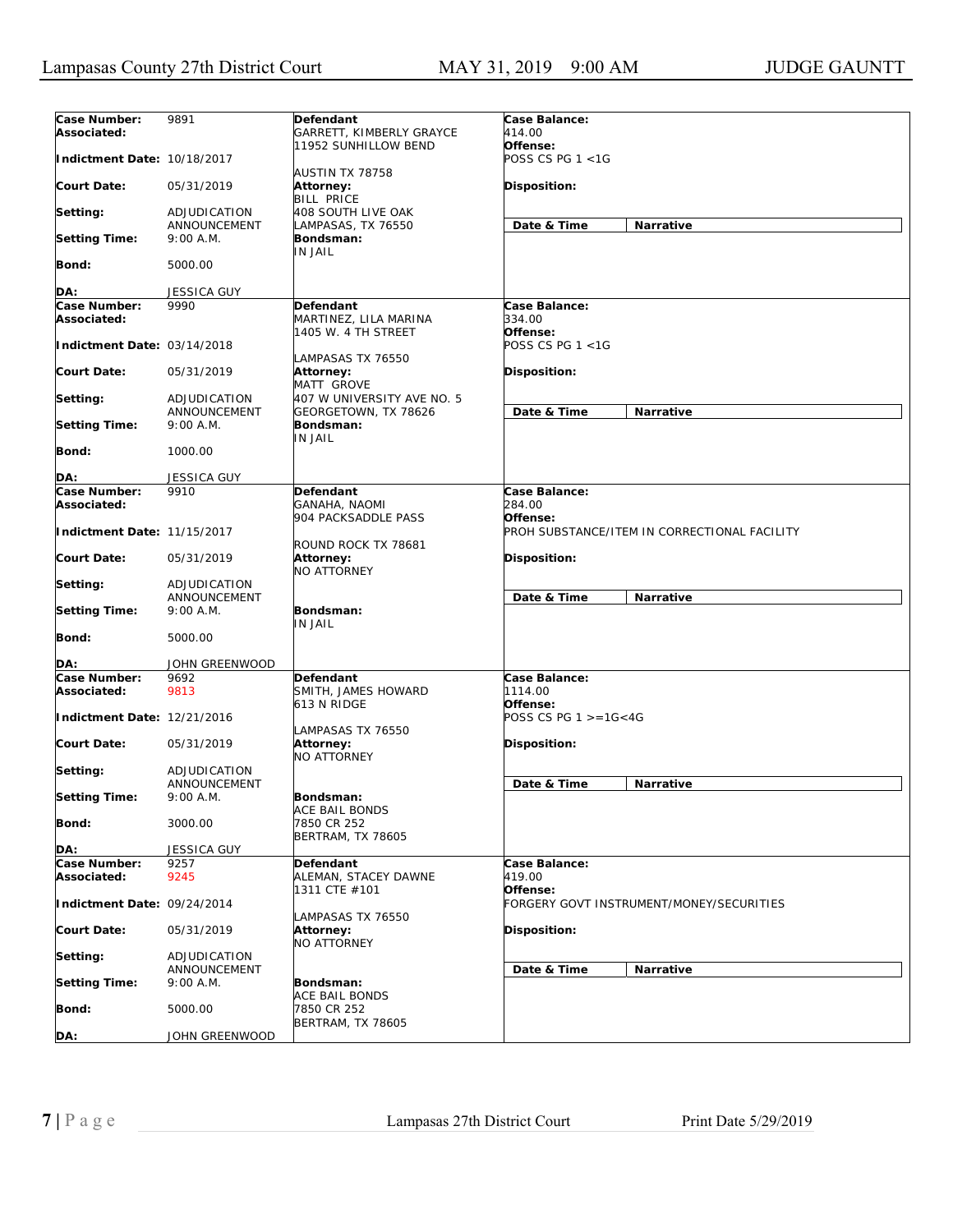| Case Number: | 9891 | Defendant | Case Balance: |
|---|---|---|---|
| Associated: | | GARRETT, KIMBERLY GRAYCE<br>11952 SUNHILLOW BEND<br>AUSTIN TX 78758 | 414.00 |
| Indictment Date: | 10/18/2017 | | Offense: POSS CS PG 1 <1G |
| Court Date: | 05/31/2019 | Attorney: BILL PRICE<br>408 SOUTH LIVE OAK<br>LAMPASAS, TX 76550 | Disposition: |
| Setting: | ADJUDICATION ANNOUNCEMENT | | Date & Time / Narrative |
| Setting Time: | 9:00 A.M. | Bondsman: IN JAIL | |
| Bond: | 5000.00 | | |
| DA: | JESSICA GUY | | |

| Case Number: | 9990 | Defendant | Case Balance: |
|---|---|---|---|
| Associated: | | MARTINEZ, LILA MARINA<br>1405 W. 4 TH STREET<br>LAMPASAS TX 76550 | 334.00 |
| Indictment Date: | 03/14/2018 | | Offense: POSS CS PG 1 <1G |
| Court Date: | 05/31/2019 | Attorney: MATT GROVE<br>407 W UNIVERSITY AVE NO. 5<br>GEORGETOWN, TX 78626 | Disposition: |
| Setting: | ADJUDICATION ANNOUNCEMENT | | Date & Time / Narrative |
| Setting Time: | 9:00 A.M. | Bondsman: IN JAIL | |
| Bond: | 1000.00 | | |
| DA: | JESSICA GUY | | |

| Case Number: | 9910 | Defendant | Case Balance: |
|---|---|---|---|
| Associated: | | GANAHA, NAOMI<br>904 PACKSADDLE PASS<br>ROUND ROCK TX 78681 | 284.00 |
| Indictment Date: | 11/15/2017 | | Offense: PROH SUBSTANCE/ITEM IN CORRECTIONAL FACILITY |
| Court Date: | 05/31/2019 | Attorney: NO ATTORNEY | Disposition: |
| Setting: | ADJUDICATION ANNOUNCEMENT | | Date & Time / Narrative |
| Setting Time: | 9:00 A.M. | Bondsman: IN JAIL | |
| Bond: | 5000.00 | | |
| DA: | JOHN GREENWOOD | | |

| Case Number: | 9692 | Defendant | Case Balance: |
|---|---|---|---|
| Associated: | 9813 | SMITH, JAMES HOWARD<br>613 N RIDGE<br>LAMPASAS TX 76550 | 1114.00 |
| Indictment Date: | 12/21/2016 | | Offense: POSS CS PG 1 >=1G<4G |
| Court Date: | 05/31/2019 | Attorney: NO ATTORNEY | Disposition: |
| Setting: | ADJUDICATION ANNOUNCEMENT | | Date & Time / Narrative |
| Setting Time: | 9:00 A.M. | Bondsman: ACE BAIL BONDS<br>7850 CR 252<br>BERTRAM, TX 78605 | |
| Bond: | 3000.00 | | |
| DA: | JESSICA GUY | | |

| Case Number: | 9257 | Defendant | Case Balance: |
|---|---|---|---|
| Associated: | 9245 | ALEMAN, STACEY DAWNE<br>1311 CTE #101<br>LAMPASAS TX 76550 | 419.00 |
| Indictment Date: | 09/24/2014 | | Offense: FORGERY GOVT INSTRUMENT/MONEY/SECURITIES |
| Court Date: | 05/31/2019 | Attorney: NO ATTORNEY | Disposition: |
| Setting: | ADJUDICATION ANNOUNCEMENT | | Date & Time / Narrative |
| Setting Time: | 9:00 A.M. | Bondsman: ACE BAIL BONDS<br>7850 CR 252<br>BERTRAM, TX 78605 | |
| Bond: | 5000.00 | | |
| DA: | JOHN GREENWOOD | | |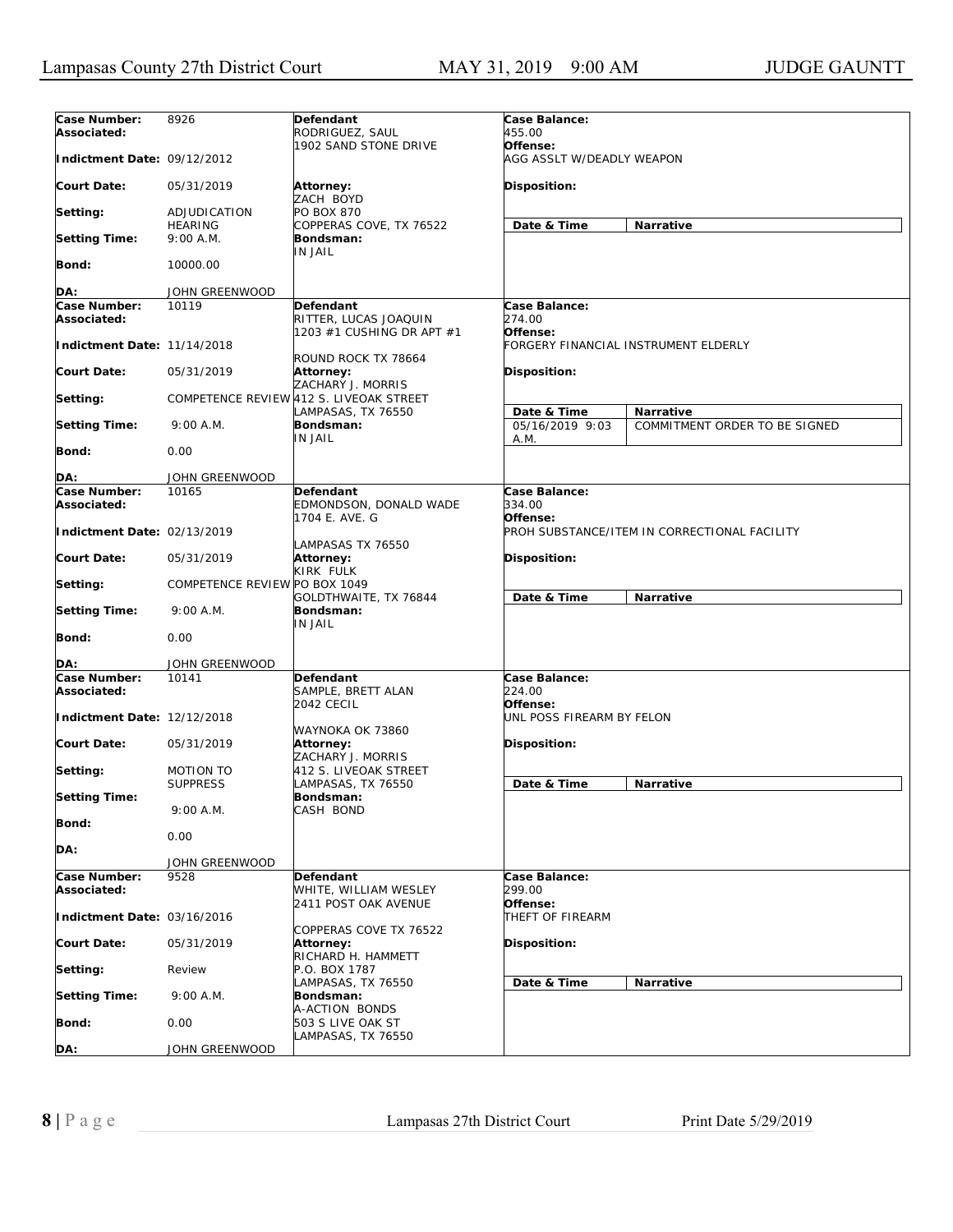| | | | |
|---|---|---|---|
| **Case Number:** 8926<br>**Associated:**<br>**Indictment Date:** 09/12/2012<br>**Court Date:** 05/31/2019<br>**Setting:** ADJUDICATION HEARING<br>**Setting Time:** 9:00 A.M.<br>**Bond:** 10000.00<br>**DA:** JOHN GREENWOOD | **Defendant**<br>RODRIGUEZ, SAUL<br>1902 SAND STONE DRIVE<br>**Attorney:**<br>ZACH BOYD<br>PO BOX 870<br>COPPERAS COVE, TX 76522<br>**Bondsman:**<br>IN JAIL | **Case Balance:**<br>455.00<br>**Offense:**<br>AGG ASSLT W/DEADLY WEAPON<br>**Disposition:** | **Date & Time** / **Narrative** |
| **Case Number:** 10119<br>**Associated:**<br>**Indictment Date:** 11/14/2018<br>**Court Date:** 05/31/2019<br>**Setting:** COMPETENCE REVIEW<br>**Setting Time:** 9:00 A.M.<br>**Bond:** 0.00<br>**DA:** JOHN GREENWOOD | **Defendant**<br>RITTER, LUCAS JOAQUIN<br>1203 #1 CUSHING DR APT #1<br>ROUND ROCK TX 78664<br>**Attorney:**<br>ZACHARY J. MORRIS<br>412 S. LIVEOAK STREET<br>LAMPASAS, TX 76550<br>**Bondsman:**<br>IN JAIL | **Case Balance:**<br>274.00<br>**Offense:**<br>FORGERY FINANCIAL INSTRUMENT ELDERLY<br>**Disposition:** | **Date & Time** / **Narrative**<br>05/16/2019 9:03 A.M. — COMMITMENT ORDER TO BE SIGNED |
| **Case Number:** 10165<br>**Associated:**<br>**Indictment Date:** 02/13/2019<br>**Court Date:** 05/31/2019<br>**Setting:** COMPETENCE REVIEW<br>**Setting Time:** 9:00 A.M.<br>**Bond:** 0.00<br>**DA:** JOHN GREENWOOD | **Defendant**<br>EDMONDSON, DONALD WADE<br>1704 E. AVE. G<br>LAMPASAS TX 76550<br>**Attorney:**<br>KIRK FULK<br>PO BOX 1049<br>GOLDTHWAITE, TX 76844<br>**Bondsman:**<br>IN JAIL | **Case Balance:**<br>334.00<br>**Offense:**<br>PROH SUBSTANCE/ITEM IN CORRECTIONAL FACILITY<br>**Disposition:** | **Date & Time** / **Narrative** |
| **Case Number:** 10141<br>**Associated:**<br>**Indictment Date:** 12/12/2018<br>**Court Date:** 05/31/2019<br>**Setting:** MOTION TO SUPPRESS<br>**Setting Time:** 9:00 A.M.<br>**Bond:** 0.00<br>**DA:** JOHN GREENWOOD | **Defendant**<br>SAMPLE, BRETT ALAN<br>2042 CECIL<br>WAYNOKA OK 73860<br>**Attorney:**<br>ZACHARY J. MORRIS<br>412 S. LIVEOAK STREET<br>LAMPASAS, TX 76550<br>**Bondsman:**<br>CASH BOND | **Case Balance:**<br>224.00<br>**Offense:**<br>UNL POSS FIREARM BY FELON<br>**Disposition:** | **Date & Time** / **Narrative** |
| **Case Number:** 9528<br>**Associated:**<br>**Indictment Date:** 03/16/2016<br>**Court Date:** 05/31/2019<br>**Setting:** Review<br>**Setting Time:** 9:00 A.M.<br>**Bond:** 0.00<br>**DA:** JOHN GREENWOOD | **Defendant**<br>WHITE, WILLIAM WESLEY<br>2411 POST OAK AVENUE<br>COPPERAS COVE TX 76522<br>**Attorney:**<br>RICHARD H. HAMMETT<br>P.O. BOX 1787<br>LAMPASAS, TX 76550<br>**Bondsman:**<br>A-ACTION BONDS<br>503 S LIVE OAK ST<br>LAMPASAS, TX 76550 | **Case Balance:**<br>299.00<br>**Offense:**<br>THEFT OF FIREARM<br>**Disposition:** | **Date & Time** / **Narrative** |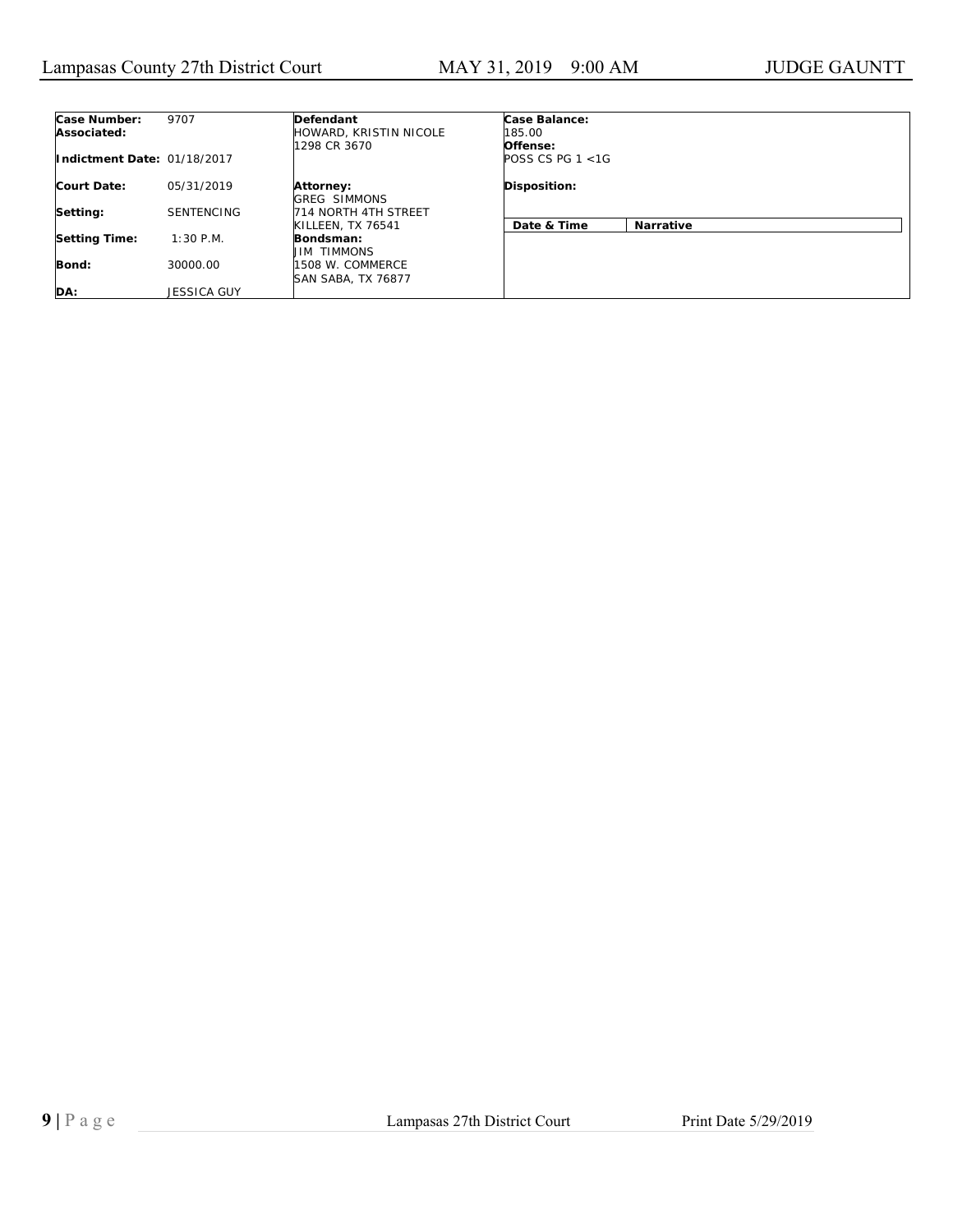| | | | |
|---|---|---|---|
| **Case Number:** 9707 | **Defendant** | **Case Balance:** | |
| **Associated:** | HOWARD, KRISTIN NICOLE | 185.00 | |
| | 1298 CR 3670 | **Offense:** | |
| **Indictment Date:** 01/18/2017 | | POSS CS PG 1 <1G | |
| **Court Date:** 05/31/2019 | **Attorney:** | **Disposition:** | |
| | GREG SIMMONS | | |
| **Setting:** SENTENCING | 714 NORTH 4TH STREET | | |
| | KILLEEN, TX 76541 | **Date & Time** | **Narrative** |
| **Setting Time:** 1:30 P.M. | **Bondsman:** | | |
| | JIM TIMMONS | | |
| **Bond:** 30000.00 | 1508 W. COMMERCE | | |
| | SAN SABA, TX 76877 | | |
| **DA:** JESSICA GUY | | | |